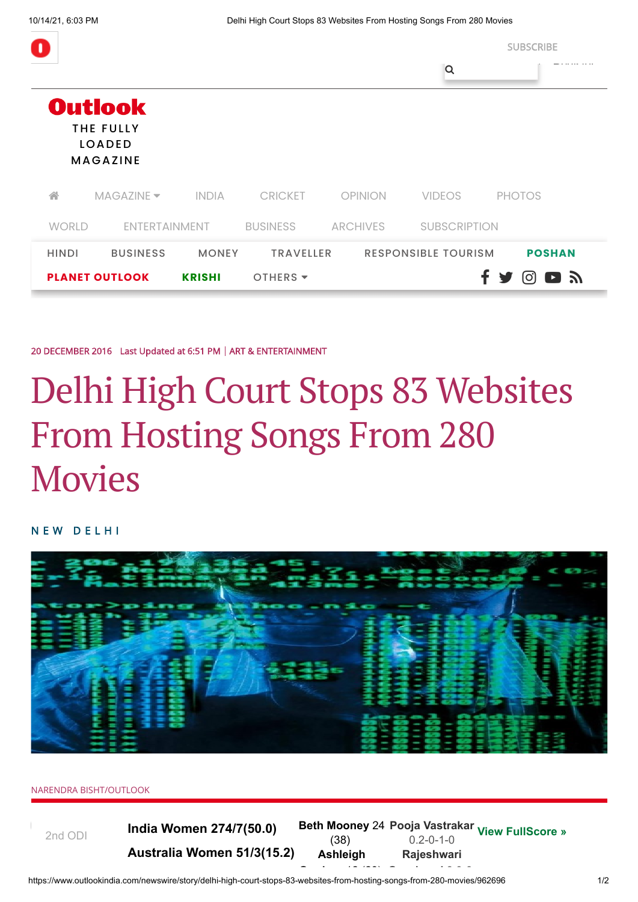20 DECEMBER 2016 Last Updated at 6:51 PM | ART & ENTERTAINMENT

# Delhi High Court Stops 83 Websites From Hosting Songs From 280 Movies

NEW DELHI

NARENDRA BISHT/OUTLOOK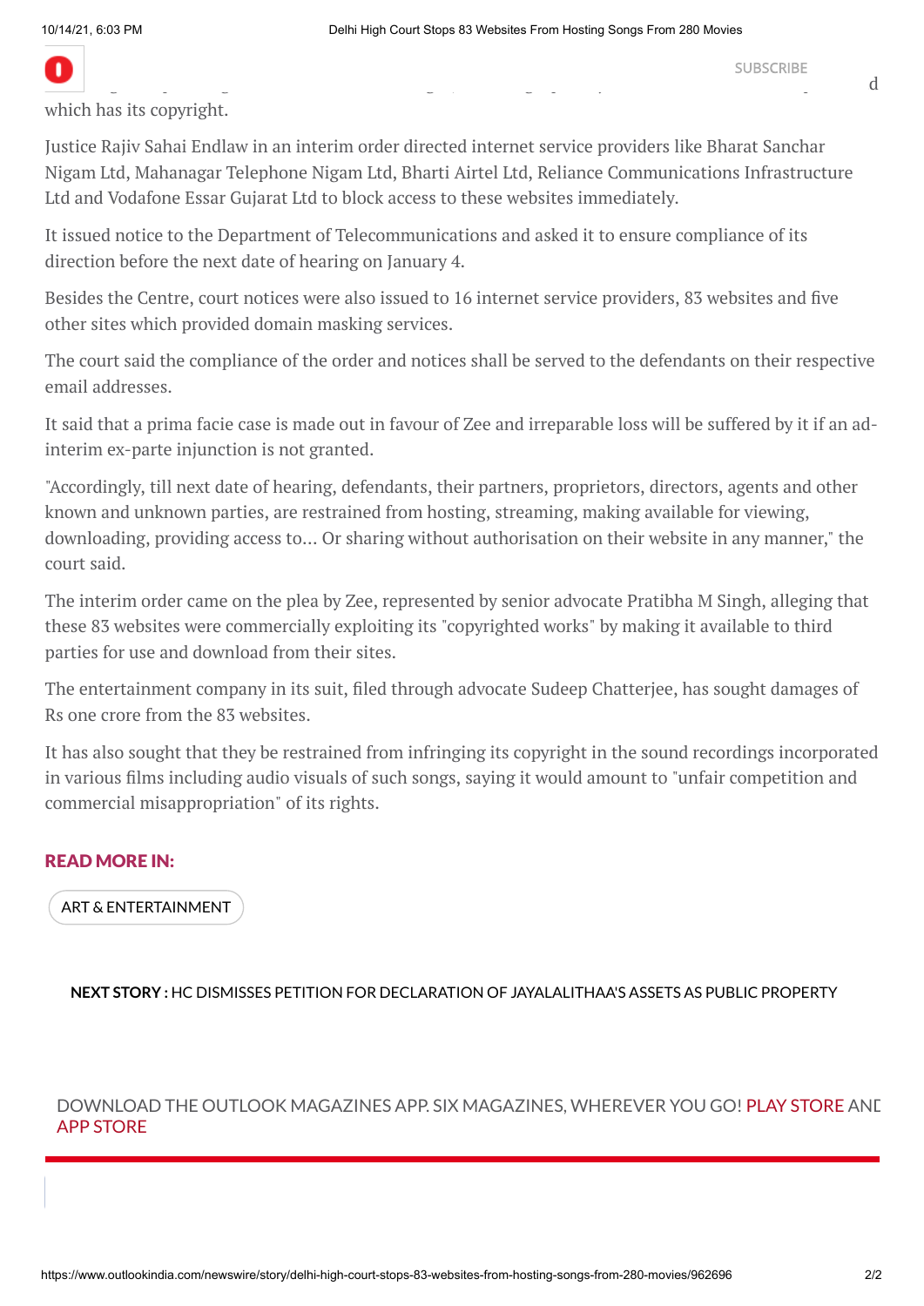which has its copyright.

Justice Rajiv Sahai Endlaw in an interim order directed internet service providers like Bharat Sanchar Nigam Ltd, Mahanagar Telephone Nigam Ltd, Bharti Airtel Ltd, Reliance Communications Infrastructure Ltd and Vodafone Essar Gujarat Ltd to block access to these websites immediately.

It issued notice to the Department of Telecommunications and asked it to ensure compliance of its direction before the next date of hearing on January 4.

Besides the Centre, court notices were also issued to 16 internet service providers, 83 websites and five other sites which provided domain masking services.

The court said the compliance of the order and notices shall be served to the defendants on their respective email addresses.

It said that a prima facie case is made out in favour of Zee and irreparable loss will be suffered by it if an ad-interim ex-parte injunction is not granted.

"Accordingly, till next date of hearing, defendants, their partners, proprietors, directors, agents and other known and unknown parties, are restrained from hosting, streaming, making available for viewing, downloading, providing access to... Or sharing without authorisation on their website in any manner," the court said.

The interim order came on the plea by Zee, represented by senior advocate Pratibha M Singh, alleging that these 83 websites were commercially exploiting its "copyrighted works" by making it available to third parties for use and download from their sites.

The entertainment company in its suit, filed through advocate Sudeep Chatterjee, has sought damages of Rs one crore from the 83 websites.

It has also sought that they be restrained from infringing its copyright in the sound recordings incorporated in various films including audio visuals of such songs, saying it would amount to "unfair competition and commercial misappropriation" of its rights.

**READ MORE IN:**

ART & ENTERTAINMENT

**NEXT STORY :** HC DISMISSES PETITION FOR DECLARATION OF JAYALALITHAA'S ASSETS AS PUBLIC PROPERTY

DOWNLOAD THE OUTLOOK MAGAZINES APP. SIX MAGAZINES, WHEREVER YOU GO! PLAY STORE AND APP STORE